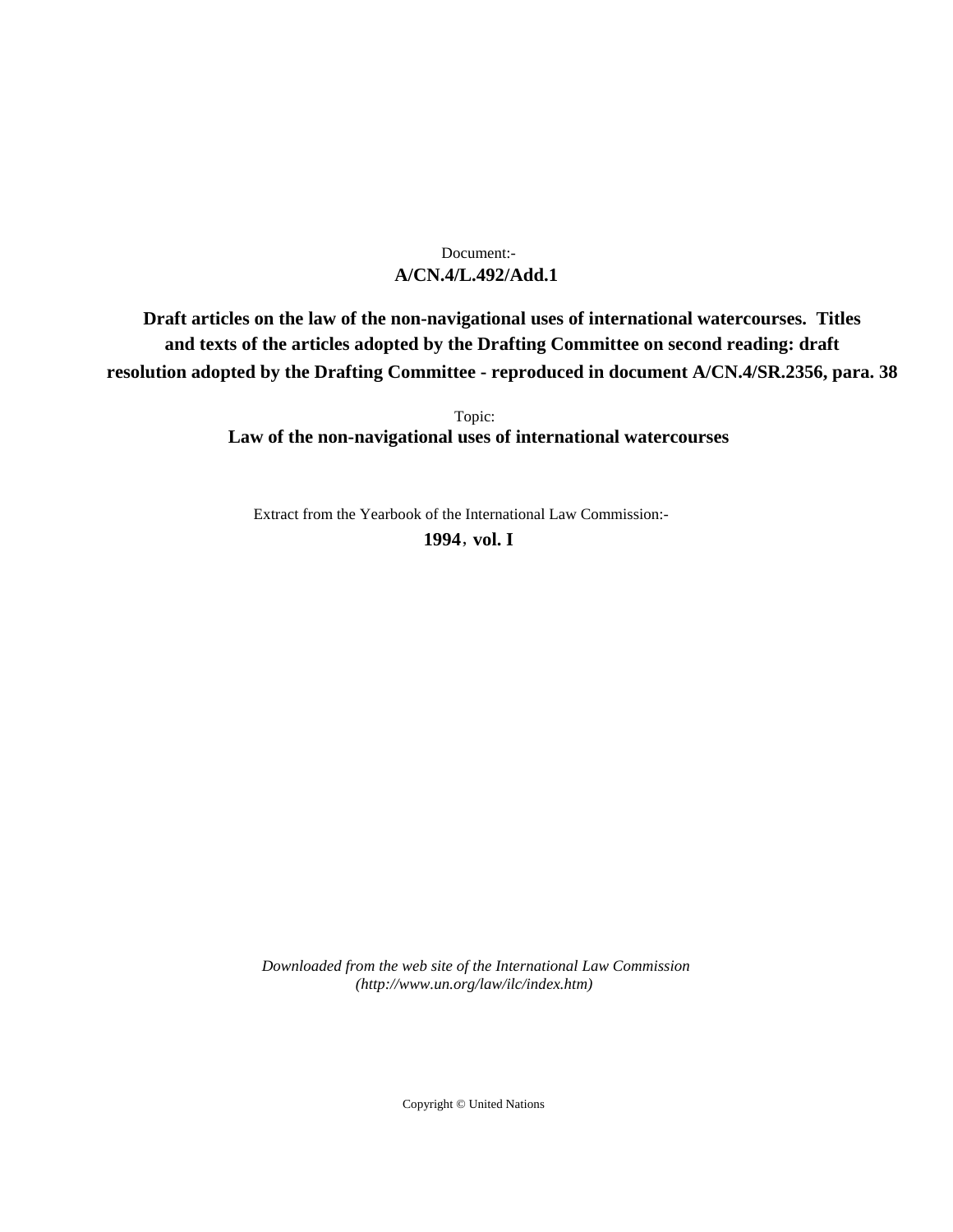Document:-

**A/CN.4/L.492/Add.1**

**Draft articles on the law of the non-navigational uses of international watercourses. Titles and texts of the articles adopted by the Drafting Committee on second reading: draft resolution adopted by the Drafting Committee - reproduced in document A/CN.4/SR.2356, para. 38**

Topic:

**Law of the non-navigational uses of international watercourses**

Extract from the Yearbook of the International Law Commission:-

**1994, vol. I**

*Downloaded from the web site of the International Law Commission (http://www.un.org/law/ilc/index.htm)*

Copyright © United Nations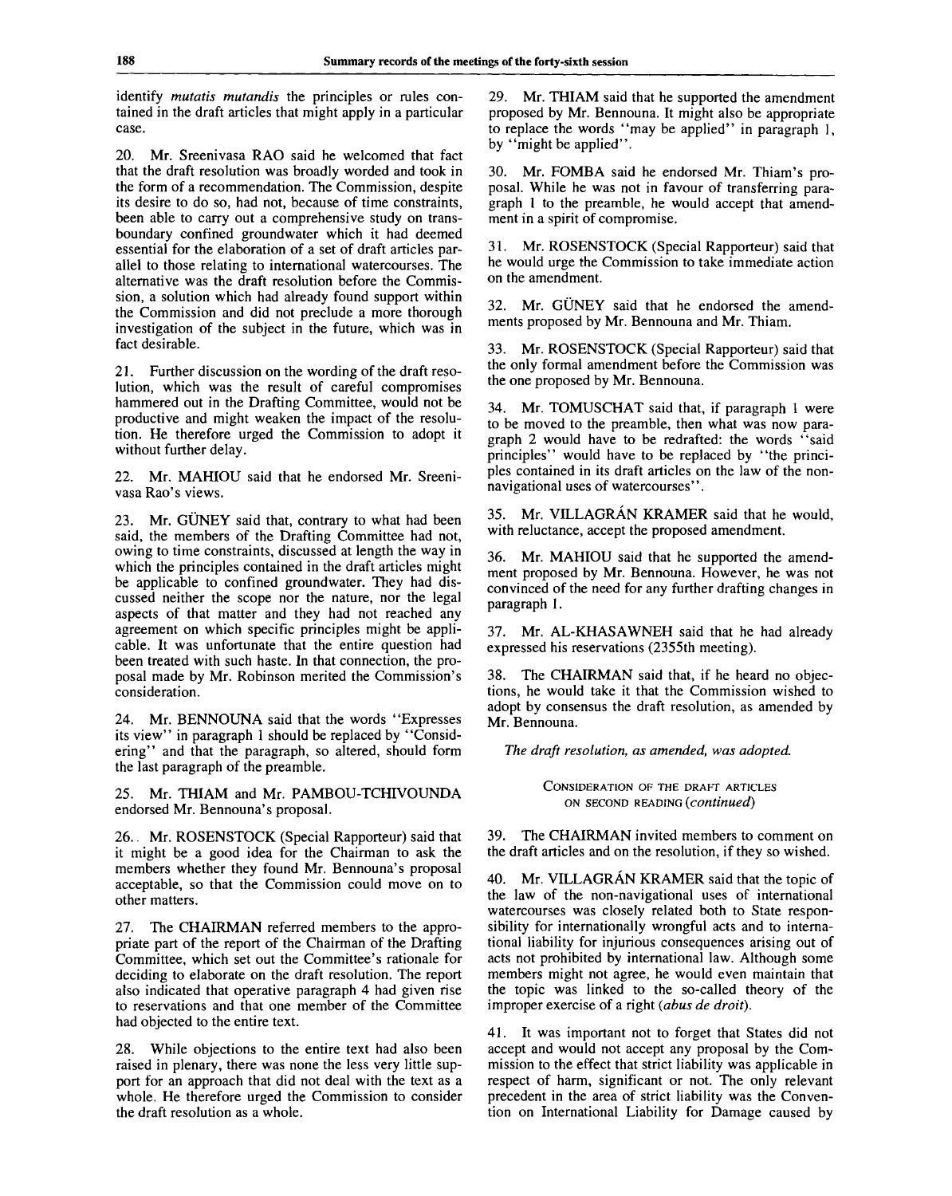identify *mutatis mutandis* the principles or rules contained in the draft articles that might apply in a particular case.

20. Mr. Sreenivasa RAO said he welcomed that fact that the draft resolution was broadly worded and took in the form of a recommendation. The Commission, despite its desire to do so, had not, because of time constraints, been able to carry out a comprehensive study on transboundary confined groundwater which it had deemed essential for the elaboration of a set of draft articles parallel to those relating to international watercourses. The alternative was the draft resolution before the Commission, a solution which had already found support within the Commission and did not preclude a more thorough investigation of the subject in the future, which was in fact desirable.

21. Further discussion on the wording of the draft resolution, which was the result of careful compromises hammered out in the Drafting Committee, would not be productive and might weaken the impact of the resolution. He therefore urged the Commission to adopt it without further delay.

22. Mr. MAHIOU said that he endorsed Mr. Sreenivasa Rao's views.

23. Mr. GÜNEY said that, contrary to what had been said, the members of the Drafting Committee had not, owing to time constraints, discussed at length the way in which the principles contained in the draft articles might be applicable to confined groundwater. They had discussed neither the scope nor the nature, nor the legal aspects of that matter and they had not reached any agreement on which specific principles might be applicable. It was unfortunate that the entire question had been treated with such haste. In that connection, the proposal made by Mr. Robinson merited the Commission's consideration.

24. Mr. BENNOUNA said that the words "Expresses its view" in paragraph 1 should be replaced by "Considering" and that the paragraph, so altered, should form the last paragraph of the preamble.

25. Mr. THIAM and Mr. PAMBOU-TCHIVOUNDA endorsed Mr. Bennouna's proposal.

26. Mr. ROSENSTOCK (Special Rapporteur) said that it might be a good idea for the Chairman to ask the members whether they found Mr. Bennouna's proposal acceptable, so that the Commission could move on to other matters.

27. The CHAIRMAN referred members to the appropriate part of the report of the Chairman of the Drafting Committee, which set out the Committee's rationale for deciding to elaborate on the draft resolution. The report also indicated that operative paragraph 4 had given rise to reservations and that one member of the Committee had objected to the entire text.

28. While objections to the entire text had also been raised in plenary, there was none the less very little support for an approach that did not deal with the text as a whole. He therefore urged the Commission to consider the draft resolution as a whole.

29. Mr. THIAM said that he supported the amendment proposed by Mr. Bennouna. It might also be appropriate to replace the words "may be applied" in paragraph 1, by "might be applied".

30. Mr. FOMBA said he endorsed Mr. Thiam's proposal. While he was not in favour of transferring paragraph 1 to the preamble, he would accept that amendment in a spirit of compromise.

31. Mr. ROSENSTOCK (Special Rapporteur) said that he would urge the Commission to take immediate action on the amendment.

32. Mr. GÜNEY said that he endorsed the amendments proposed by Mr. Bennouna and Mr. Thiam.

33. Mr. ROSENSTOCK (Special Rapporteur) said that the only formal amendment before the Commission was the one proposed by Mr. Bennouna.

34. Mr. TOMUSCHAT said that, if paragraph 1 were to be moved to the preamble, then what was now paragraph 2 would have to be redrafted: the words "said principles" would have to be replaced by "the principles contained in its draft articles on the law of the non-navigational uses of watercourses".

35. Mr. VILLAGRÁN KRAMER said that he would, with reluctance, accept the proposed amendment.

36. Mr. MAHIOU said that he supported the amendment proposed by Mr. Bennouna. However, he was not convinced of the need for any further drafting changes in paragraph 1.

37. Mr. AL-KHASAWNEH said that he had already expressed his reservations (2355th meeting).

38. The CHAIRMAN said that, if he heard no objections, he would take it that the Commission wished to adopt by consensus the draft resolution, as amended by Mr. Bennouna.

*The draft resolution, as amended, was adopted.*

### CONSIDERATION OF THE DRAFT ARTICLES ON SECOND READING (*continued*)

39. The CHAIRMAN invited members to comment on the draft articles and on the resolution, if they so wished.

40. Mr. VILLAGRÁN KRAMER said that the topic of the law of the non-navigational uses of international watercourses was closely related both to State responsibility for internationally wrongful acts and to international liability for injurious consequences arising out of acts not prohibited by international law. Although some members might not agree, he would even maintain that the topic was linked to the so-called theory of the improper exercise of a right (*abus de droit*).

41. It was important not to forget that States did not accept and would not accept any proposal by the Commission to the effect that strict liability was applicable in respect of harm, significant or not. The only relevant precedent in the area of strict liability was the Convention on International Liability for Damage caused by